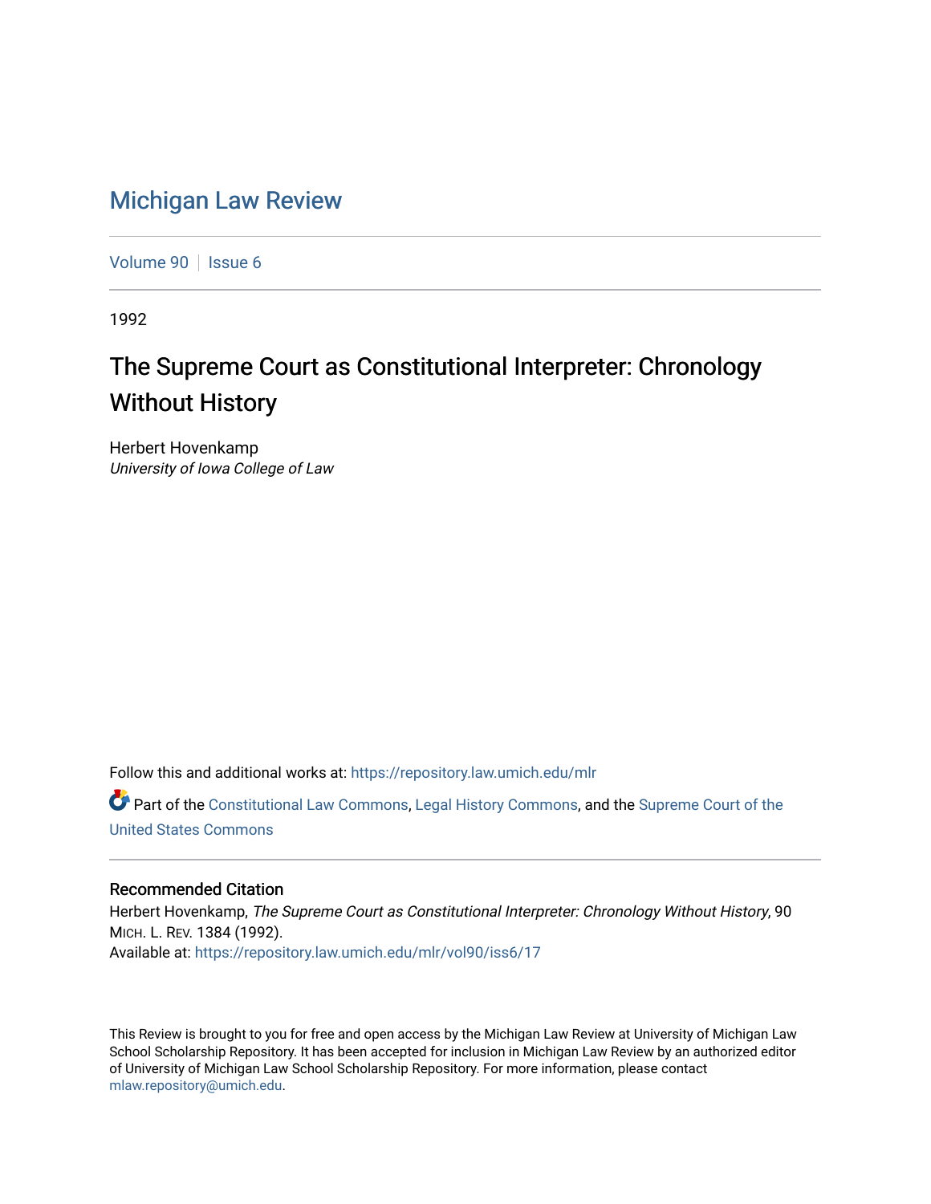# Michigan Law Review

Volume 90 | Issue 6

1992

## The Supreme Court as Constitutional Interpreter: Chronology Without History

Herbert Hovenkamp
*University of Iowa College of Law*

Follow this and additional works at: https://repository.law.umich.edu/mlr

Part of the Constitutional Law Commons, Legal History Commons, and the Supreme Court of the United States Commons

### Recommended Citation

Herbert Hovenkamp, *The Supreme Court as Constitutional Interpreter: Chronology Without History*, 90 MICH. L. REV. 1384 (1992).
Available at: https://repository.law.umich.edu/mlr/vol90/iss6/17

This Review is brought to you for free and open access by the Michigan Law Review at University of Michigan Law School Scholarship Repository. It has been accepted for inclusion in Michigan Law Review by an authorized editor of University of Michigan Law School Scholarship Repository. For more information, please contact mlaw.repository@umich.edu.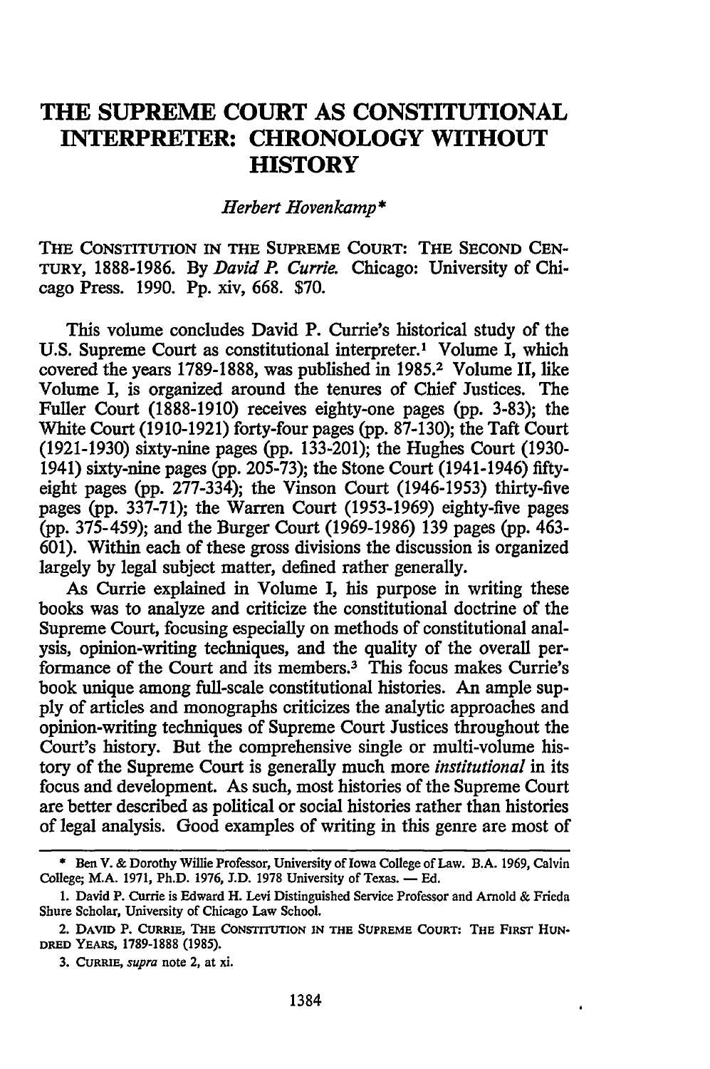# THE SUPREME COURT AS CONSTITUTIONAL INTERPRETER: CHRONOLOGY WITHOUT HISTORY

*Herbert Hovenkamp**

THE CONSTITUTION IN THE SUPREME COURT: THE SECOND CENTURY, 1888-1986. By *David P. Currie.* Chicago: University of Chicago Press. 1990. Pp. xiv, 668. $70.

This volume concludes David P. Currie's historical study of the U.S. Supreme Court as constitutional interpreter.[1] Volume I, which covered the years 1789-1888, was published in 1985.[2] Volume II, like Volume I, is organized around the tenures of Chief Justices. The Fuller Court (1888-1910) receives eighty-one pages (pp. 3-83); the White Court (1910-1921) forty-four pages (pp. 87-130); the Taft Court (1921-1930) sixty-nine pages (pp. 133-201); the Hughes Court (1930-1941) sixty-nine pages (pp. 205-73); the Stone Court (1941-1946) fifty-eight pages (pp. 277-334); the Vinson Court (1946-1953) thirty-five pages (pp. 337-71); the Warren Court (1953-1969) eighty-five pages (pp. 375-459); and the Burger Court (1969-1986) 139 pages (pp. 463-601). Within each of these gross divisions the discussion is organized largely by legal subject matter, defined rather generally.

As Currie explained in Volume I, his purpose in writing these books was to analyze and criticize the constitutional doctrine of the Supreme Court, focusing especially on methods of constitutional analysis, opinion-writing techniques, and the quality of the overall performance of the Court and its members.[3] This focus makes Currie's book unique among full-scale constitutional histories. An ample supply of articles and monographs criticizes the analytic approaches and opinion-writing techniques of Supreme Court Justices throughout the Court's history. But the comprehensive single or multi-volume history of the Supreme Court is generally much more *institutional* in its focus and development. As such, most histories of the Supreme Court are better described as political or social histories rather than histories of legal analysis. Good examples of writing in this genre are most of

---

\* Ben V. & Dorothy Willie Professor, University of Iowa College of Law. B.A. 1969, Calvin College; M.A. 1971, Ph.D. 1976, J.D. 1978 University of Texas. — Ed.

1. David P. Currie is Edward H. Levi Distinguished Service Professor and Arnold & Frieda Shure Scholar, University of Chicago Law School.

2. DAVID P. CURRIE, THE CONSTITUTION IN THE SUPREME COURT: THE FIRST HUNDRED YEARS, 1789-1888 (1985).

3. CURRIE, *supra* note 2, at xi.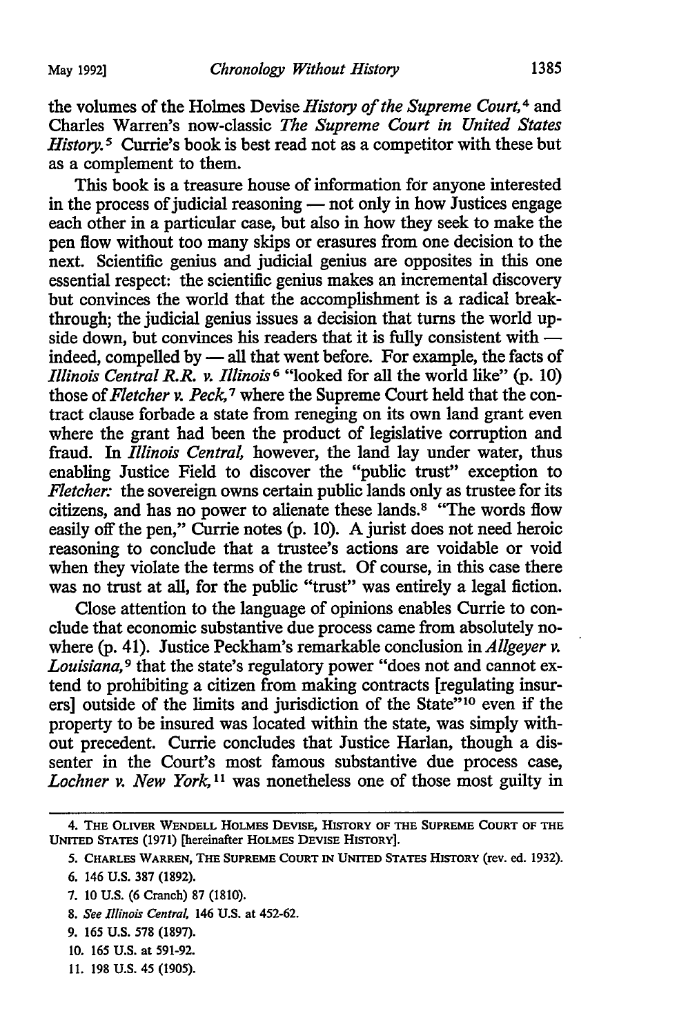the volumes of the Holmes Devise *History of the Supreme Court,*[4] and Charles Warren's now-classic *The Supreme Court in United States History.*[5] Currie's book is best read not as a competitor with these but as a complement to them.

This book is a treasure house of information for anyone interested in the process of judicial reasoning — not only in how Justices engage each other in a particular case, but also in how they seek to make the pen flow without too many skips or erasures from one decision to the next. Scientific genius and judicial genius are opposites in this one essential respect: the scientific genius makes an incremental discovery but convinces the world that the accomplishment is a radical breakthrough; the judicial genius issues a decision that turns the world upside down, but convinces his readers that it is fully consistent with — indeed, compelled by — all that went before. For example, the facts of *Illinois Central R.R. v. Illinois*[6] "looked for all the world like" (p. 10) those of *Fletcher v. Peck,*[7] where the Supreme Court held that the contract clause forbade a state from reneging on its own land grant even where the grant had been the product of legislative corruption and fraud. In *Illinois Central,* however, the land lay under water, thus enabling Justice Field to discover the "public trust" exception to *Fletcher:* the sovereign owns certain public lands only as trustee for its citizens, and has no power to alienate these lands.[8] "The words flow easily off the pen," Currie notes (p. 10). A jurist does not need heroic reasoning to conclude that a trustee's actions are voidable or void when they violate the terms of the trust. Of course, in this case there was no trust at all, for the public "trust" was entirely a legal fiction.

Close attention to the language of opinions enables Currie to conclude that economic substantive due process came from absolutely nowhere (p. 41). Justice Peckham's remarkable conclusion in *Allgeyer v. Louisiana,*[9] that the state's regulatory power "does not and cannot extend to prohibiting a citizen from making contracts [regulating insurers] outside of the limits and jurisdiction of the State"[10] even if the property to be insured was located within the state, was simply without precedent. Currie concludes that Justice Harlan, though a dissenter in the Court's most famous substantive due process case, *Lochner v. New York,*[11] was nonetheless one of those most guilty in

---

4. THE OLIVER WENDELL HOLMES DEVISE, HISTORY OF THE SUPREME COURT OF THE UNITED STATES (1971) [hereinafter HOLMES DEVISE HISTORY].

5. CHARLES WARREN, THE SUPREME COURT IN UNITED STATES HISTORY (rev. ed. 1932).

6. 146 U.S. 387 (1892).

7. 10 U.S. (6 Cranch) 87 (1810).

8. *See Illinois Central,* 146 U.S. at 452-62.

9. 165 U.S. 578 (1897).

10. 165 U.S. at 591-92.

11. 198 U.S. 45 (1905).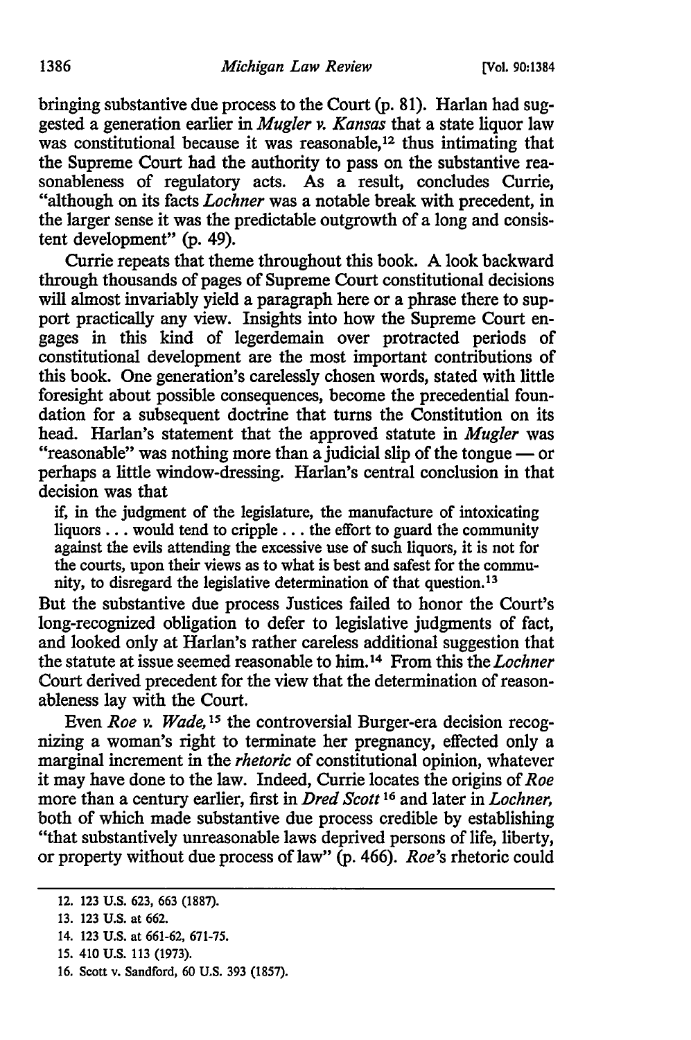bringing substantive due process to the Court (p. 81). Harlan had suggested a generation earlier in *Mugler v. Kansas* that a state liquor law was constitutional because it was reasonable,[12] thus intimating that the Supreme Court had the authority to pass on the substantive reasonableness of regulatory acts. As a result, concludes Currie, "although on its facts *Lochner* was a notable break with precedent, in the larger sense it was the predictable outgrowth of a long and consistent development" (p. 49).

Currie repeats that theme throughout this book. A look backward through thousands of pages of Supreme Court constitutional decisions will almost invariably yield a paragraph here or a phrase there to support practically any view. Insights into how the Supreme Court engages in this kind of legerdemain over protracted periods of constitutional development are the most important contributions of this book. One generation's carelessly chosen words, stated with little foresight about possible consequences, become the precedential foundation for a subsequent doctrine that turns the Constitution on its head. Harlan's statement that the approved statute in *Mugler* was "reasonable" was nothing more than a judicial slip of the tongue — or perhaps a little window-dressing. Harlan's central conclusion in that decision was that

> if, in the judgment of the legislature, the manufacture of intoxicating liquors . . . would tend to cripple . . . the effort to guard the community against the evils attending the excessive use of such liquors, it is not for the courts, upon their views as to what is best and safest for the community, to disregard the legislative determination of that question.[13]

But the substantive due process Justices failed to honor the Court's long-recognized obligation to defer to legislative judgments of fact, and looked only at Harlan's rather careless additional suggestion that the statute at issue seemed reasonable to him.[14] From this the *Lochner* Court derived precedent for the view that the determination of reasonableness lay with the Court.

Even *Roe v. Wade*,[15] the controversial Burger-era decision recognizing a woman's right to terminate her pregnancy, effected only a marginal increment in the *rhetoric* of constitutional opinion, whatever it may have done to the law. Indeed, Currie locates the origins of *Roe* more than a century earlier, first in *Dred Scott*[16] and later in *Lochner*, both of which made substantive due process credible by establishing "that substantively unreasonable laws deprived persons of life, liberty, or property without due process of law" (p. 466). *Roe*'s rhetoric could

---

12. 123 U.S. 623, 663 (1887).

13. 123 U.S. at 662.

14. 123 U.S. at 661-62, 671-75.

15. 410 U.S. 113 (1973).

16. Scott v. Sandford, 60 U.S. 393 (1857).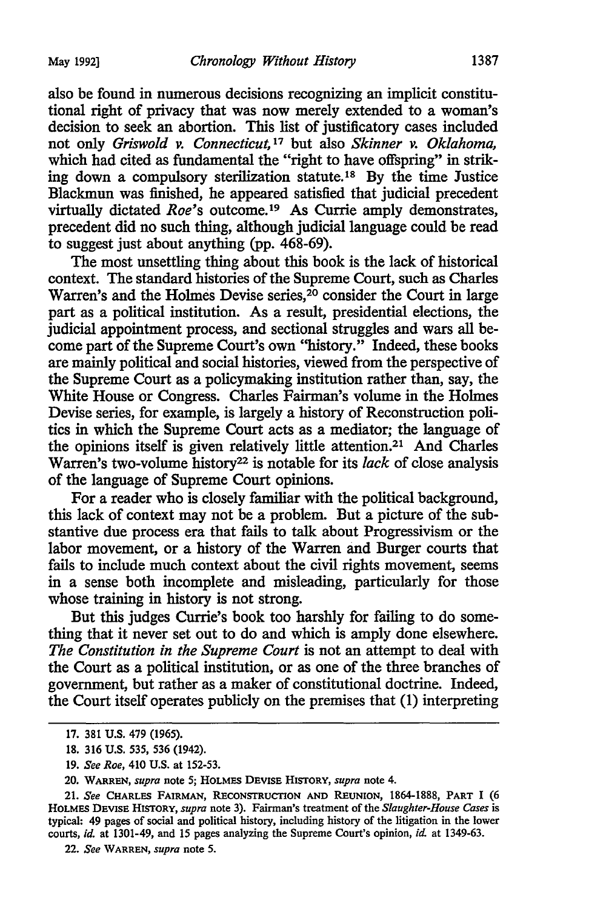also be found in numerous decisions recognizing an implicit constitutional right of privacy that was now merely extended to a woman's decision to seek an abortion. This list of justificatory cases included not only *Griswold v. Connecticut,*[17] but also *Skinner v. Oklahoma,* which had cited as fundamental the "right to have offspring" in striking down a compulsory sterilization statute.[18] By the time Justice Blackmun was finished, he appeared satisfied that judicial precedent virtually dictated *Roe's* outcome.[19] As Currie amply demonstrates, precedent did no such thing, although judicial language could be read to suggest just about anything (pp. 468-69).

The most unsettling thing about this book is the lack of historical context. The standard histories of the Supreme Court, such as Charles Warren's and the Holmes Devise series,[20] consider the Court in large part as a political institution. As a result, presidential elections, the judicial appointment process, and sectional struggles and wars all become part of the Supreme Court's own "history." Indeed, these books are mainly political and social histories, viewed from the perspective of the Supreme Court as a policymaking institution rather than, say, the White House or Congress. Charles Fairman's volume in the Holmes Devise series, for example, is largely a history of Reconstruction politics in which the Supreme Court acts as a mediator; the language of the opinions itself is given relatively little attention.[21] And Charles Warren's two-volume history[22] is notable for its *lack* of close analysis of the language of Supreme Court opinions.

For a reader who is closely familiar with the political background, this lack of context may not be a problem. But a picture of the substantive due process era that fails to talk about Progressivism or the labor movement, or a history of the Warren and Burger courts that fails to include much context about the civil rights movement, seems in a sense both incomplete and misleading, particularly for those whose training in history is not strong.

But this judges Currie's book too harshly for failing to do something that it never set out to do and which is amply done elsewhere. *The Constitution in the Supreme Court* is not an attempt to deal with the Court as a political institution, or as one of the three branches of government, but rather as a maker of constitutional doctrine. Indeed, the Court itself operates publicly on the premises that (1) interpreting

---

17. 381 U.S. 479 (1965).

18. 316 U.S. 535, 536 (1942).

19. *See Roe*, 410 U.S. at 152-53.

20. WARREN, *supra* note 5; HOLMES DEVISE HISTORY, *supra* note 4.

21. *See* CHARLES FAIRMAN, RECONSTRUCTION AND REUNION, 1864-1888, PART I (6 HOLMES DEVISE HISTORY, *supra* note 3). Fairman's treatment of the *Slaughter-House Cases* is typical: 49 pages of social and political history, including history of the litigation in the lower courts, *id.* at 1301-49, and 15 pages analyzing the Supreme Court's opinion, *id.* at 1349-63.

22. *See* WARREN, *supra* note 5.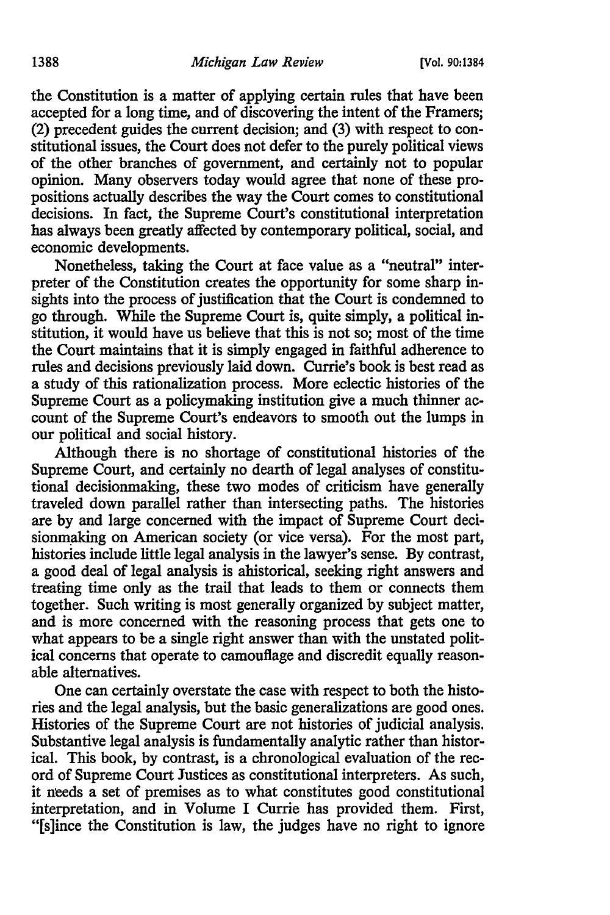the Constitution is a matter of applying certain rules that have been accepted for a long time, and of discovering the intent of the Framers; (2) precedent guides the current decision; and (3) with respect to constitutional issues, the Court does not defer to the purely political views of the other branches of government, and certainly not to popular opinion. Many observers today would agree that none of these propositions actually describes the way the Court comes to constitutional decisions. In fact, the Supreme Court's constitutional interpretation has always been greatly affected by contemporary political, social, and economic developments.

Nonetheless, taking the Court at face value as a "neutral" interpreter of the Constitution creates the opportunity for some sharp insights into the process of justification that the Court is condemned to go through. While the Supreme Court is, quite simply, a political institution, it would have us believe that this is not so; most of the time the Court maintains that it is simply engaged in faithful adherence to rules and decisions previously laid down. Currie's book is best read as a study of this rationalization process. More eclectic histories of the Supreme Court as a policymaking institution give a much thinner account of the Supreme Court's endeavors to smooth out the lumps in our political and social history.

Although there is no shortage of constitutional histories of the Supreme Court, and certainly no dearth of legal analyses of constitutional decisionmaking, these two modes of criticism have generally traveled down parallel rather than intersecting paths. The histories are by and large concerned with the impact of Supreme Court decisionmaking on American society (or vice versa). For the most part, histories include little legal analysis in the lawyer's sense. By contrast, a good deal of legal analysis is ahistorical, seeking right answers and treating time only as the trail that leads to them or connects them together. Such writing is most generally organized by subject matter, and is more concerned with the reasoning process that gets one to what appears to be a single right answer than with the unstated political concerns that operate to camouflage and discredit equally reasonable alternatives.

One can certainly overstate the case with respect to both the histories and the legal analysis, but the basic generalizations are good ones. Histories of the Supreme Court are not histories of judicial analysis. Substantive legal analysis is fundamentally analytic rather than historical. This book, by contrast, is a chronological evaluation of the record of Supreme Court Justices as constitutional interpreters. As such, it needs a set of premises as to what constitutes good constitutional interpretation, and in Volume I Currie has provided them. First, "[s]ince the Constitution is law, the judges have no right to ignore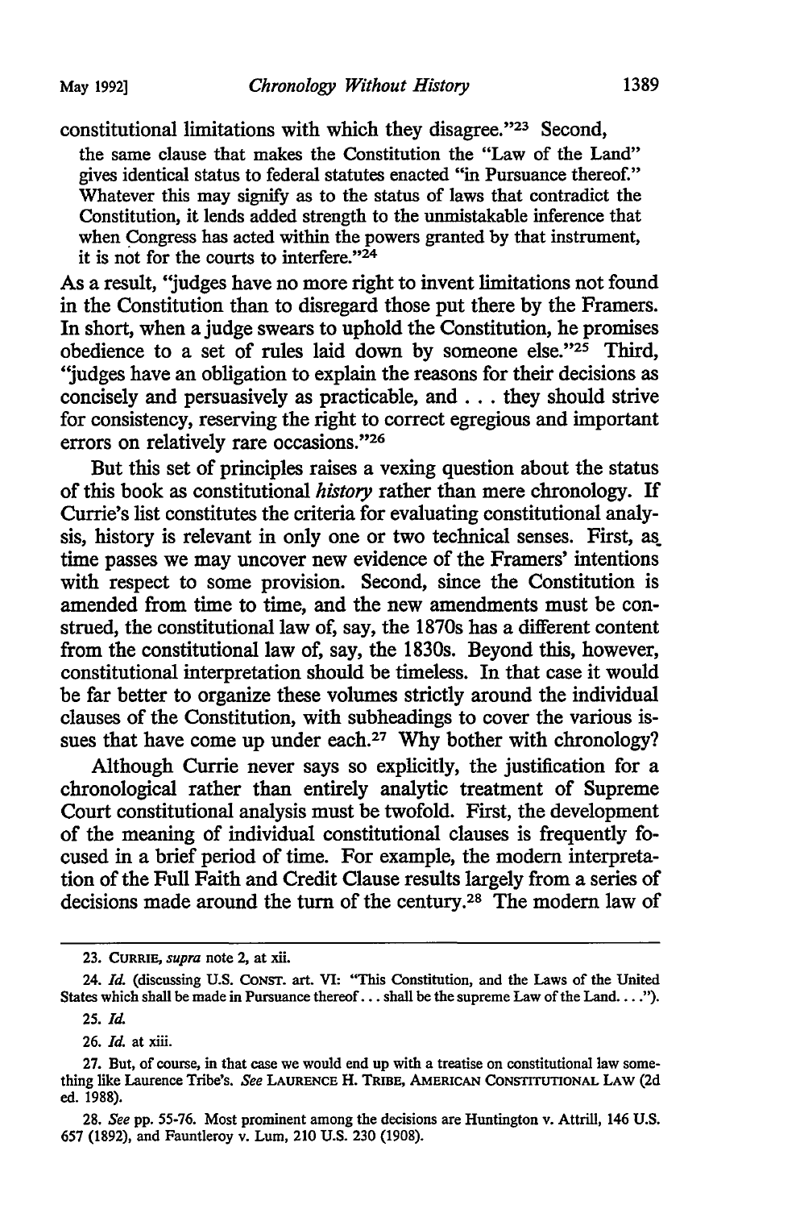constitutional limitations with which they disagree."[23] Second,

> the same clause that makes the Constitution the "Law of the Land" gives identical status to federal statutes enacted "in Pursuance thereof." Whatever this may signify as to the status of laws that contradict the Constitution, it lends added strength to the unmistakable inference that when Congress has acted within the powers granted by that instrument, it is not for the courts to interfere."[24]

As a result, "judges have no more right to invent limitations not found in the Constitution than to disregard those put there by the Framers. In short, when a judge swears to uphold the Constitution, he promises obedience to a set of rules laid down by someone else."[25] Third, "judges have an obligation to explain the reasons for their decisions as concisely and persuasively as practicable, and . . . they should strive for consistency, reserving the right to correct egregious and important errors on relatively rare occasions."[26]

But this set of principles raises a vexing question about the status of this book as constitutional *history* rather than mere chronology. If Currie's list constitutes the criteria for evaluating constitutional analysis, history is relevant in only one or two technical senses. First, as time passes we may uncover new evidence of the Framers' intentions with respect to some provision. Second, since the Constitution is amended from time to time, and the new amendments must be construed, the constitutional law of, say, the 1870s has a different content from the constitutional law of, say, the 1830s. Beyond this, however, constitutional interpretation should be timeless. In that case it would be far better to organize these volumes strictly around the individual clauses of the Constitution, with subheadings to cover the various issues that have come up under each.[27] Why bother with chronology?

Although Currie never says so explicitly, the justification for a chronological rather than entirely analytic treatment of Supreme Court constitutional analysis must be twofold. First, the development of the meaning of individual constitutional clauses is frequently focused in a brief period of time. For example, the modern interpretation of the Full Faith and Credit Clause results largely from a series of decisions made around the turn of the century.[28] The modern law of

---

23. CURRIE, *supra* note 2, at xii.

24. *Id.* (discussing U.S. CONST. art. VI: "This Constitution, and the Laws of the United States which shall be made in Pursuance thereof . . . shall be the supreme Law of the Land. . . .").

25. *Id.*

26. *Id.* at xiii.

27. But, of course, in that case we would end up with a treatise on constitutional law something like Laurence Tribe's. *See* LAURENCE H. TRIBE, AMERICAN CONSTITUTIONAL LAW (2d ed. 1988).

28. *See* pp. 55-76. Most prominent among the decisions are Huntington v. Attrill, 146 U.S. 657 (1892), and Fauntleroy v. Lum, 210 U.S. 230 (1908).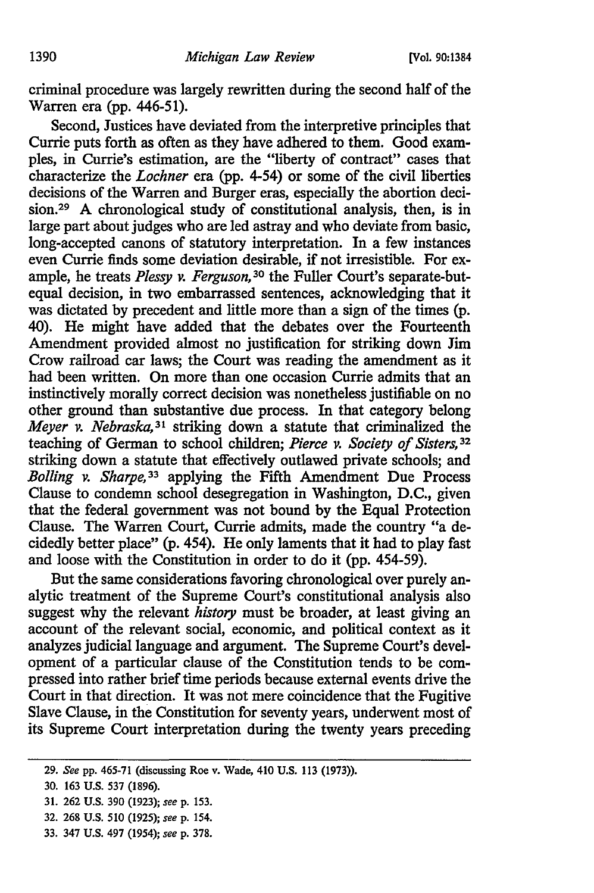criminal procedure was largely rewritten during the second half of the Warren era (pp. 446-51).

Second, Justices have deviated from the interpretive principles that Currie puts forth as often as they have adhered to them. Good examples, in Currie's estimation, are the "liberty of contract" cases that characterize the *Lochner* era (pp. 4-54) or some of the civil liberties decisions of the Warren and Burger eras, especially the abortion decision.[29] A chronological study of constitutional analysis, then, is in large part about judges who are led astray and who deviate from basic, long-accepted canons of statutory interpretation. In a few instances even Currie finds some deviation desirable, if not irresistible. For example, he treats *Plessy v. Ferguson,*[30] the Fuller Court's separate-but-equal decision, in two embarrassed sentences, acknowledging that it was dictated by precedent and little more than a sign of the times (p. 40). He might have added that the debates over the Fourteenth Amendment provided almost no justification for striking down Jim Crow railroad car laws; the Court was reading the amendment as it had been written. On more than one occasion Currie admits that an instinctively morally correct decision was nonetheless justifiable on no other ground than substantive due process. In that category belong *Meyer v. Nebraska,*[31] striking down a statute that criminalized the teaching of German to school children; *Pierce v. Society of Sisters,*[32] striking down a statute that effectively outlawed private schools; and *Bolling v. Sharpe,*[33] applying the Fifth Amendment Due Process Clause to condemn school desegregation in Washington, D.C., given that the federal government was not bound by the Equal Protection Clause. The Warren Court, Currie admits, made the country "a decidedly better place" (p. 454). He only laments that it had to play fast and loose with the Constitution in order to do it (pp. 454-59).

But the same considerations favoring chronological over purely analytic treatment of the Supreme Court's constitutional analysis also suggest why the relevant *history* must be broader, at least giving an account of the relevant social, economic, and political context as it analyzes judicial language and argument. The Supreme Court's development of a particular clause of the Constitution tends to be compressed into rather brief time periods because external events drive the Court in that direction. It was not mere coincidence that the Fugitive Slave Clause, in the Constitution for seventy years, underwent most of its Supreme Court interpretation during the twenty years preceding

---

29. *See* pp. 465-71 (discussing Roe v. Wade, 410 U.S. 113 (1973)).

30. 163 U.S. 537 (1896).

31. 262 U.S. 390 (1923); *see* p. 153.

32. 268 U.S. 510 (1925); *see* p. 154.

33. 347 U.S. 497 (1954); *see* p. 378.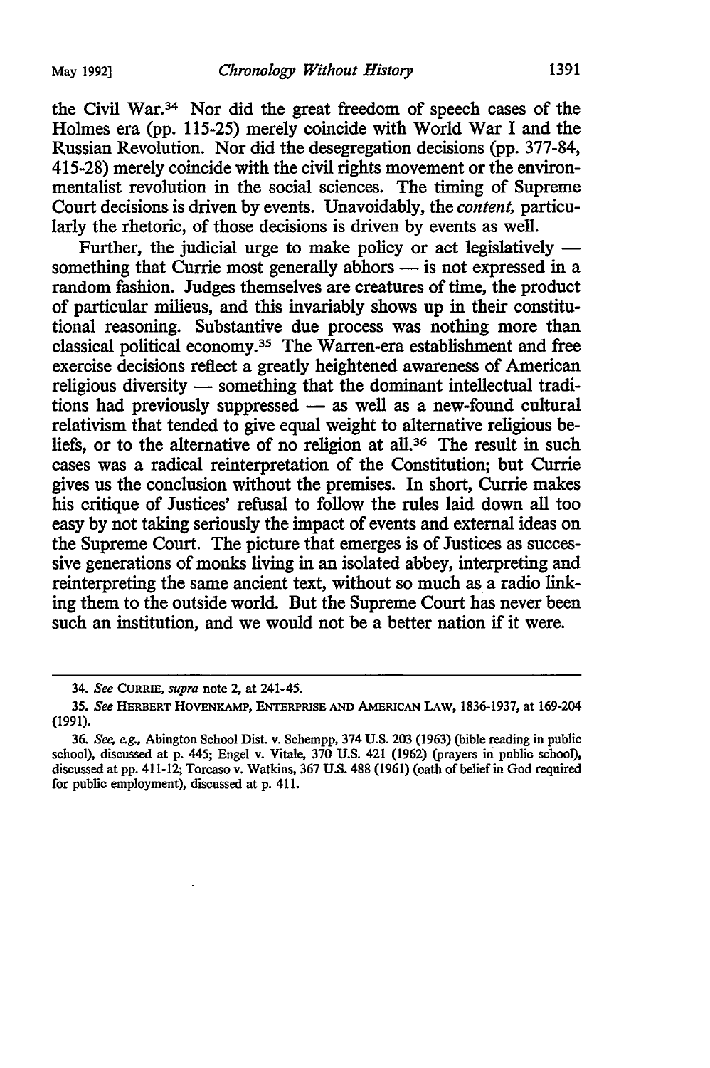the Civil War.[34] Nor did the great freedom of speech cases of the Holmes era (pp. 115-25) merely coincide with World War I and the Russian Revolution. Nor did the desegregation decisions (pp. 377-84, 415-28) merely coincide with the civil rights movement or the environmentalist revolution in the social sciences. The timing of Supreme Court decisions is driven by events. Unavoidably, the *content*, particularly the rhetoric, of those decisions is driven by events as well.

Further, the judicial urge to make policy or act legislatively — something that Currie most generally abhors — is not expressed in a random fashion. Judges themselves are creatures of time, the product of particular milieus, and this invariably shows up in their constitutional reasoning. Substantive due process was nothing more than classical political economy.[35] The Warren-era establishment and free exercise decisions reflect a greatly heightened awareness of American religious diversity — something that the dominant intellectual traditions had previously suppressed — as well as a new-found cultural relativism that tended to give equal weight to alternative religious beliefs, or to the alternative of no religion at all.[36] The result in such cases was a radical reinterpretation of the Constitution; but Currie gives us the conclusion without the premises. In short, Currie makes his critique of Justices' refusal to follow the rules laid down all too easy by not taking seriously the impact of events and external ideas on the Supreme Court. The picture that emerges is of Justices as successive generations of monks living in an isolated abbey, interpreting and reinterpreting the same ancient text, without so much as a radio linking them to the outside world. But the Supreme Court has never been such an institution, and we would not be a better nation if it were.

---

34. *See* CURRIE, *supra* note 2, at 241-45.

35. *See* HERBERT HOVENKAMP, ENTERPRISE AND AMERICAN LAW, 1836-1937, at 169-204 (1991).

36. *See, e.g.*, Abington School Dist. v. Schempp, 374 U.S. 203 (1963) (bible reading in public school), discussed at p. 445; Engel v. Vitale, 370 U.S. 421 (1962) (prayers in public school), discussed at pp. 411-12; Torcaso v. Watkins, 367 U.S. 488 (1961) (oath of belief in God required for public employment), discussed at p. 411.